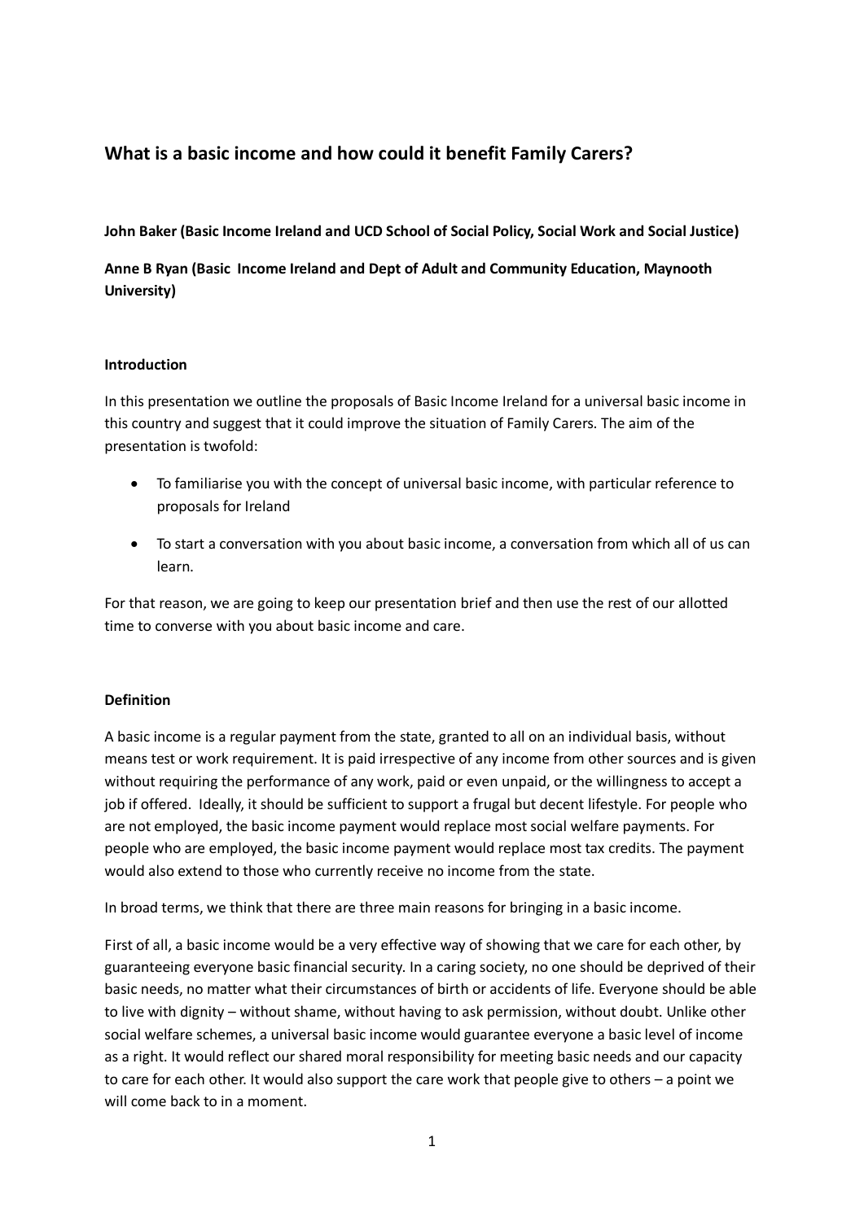# What is a basic income and how could it benefit Family Carers?

**John Baker (Basic Income Ireland and UCD School of Social Policy, Social Work and Social Justice)**

**Anne B Ryan (Basic Income Ireland and Dept of Adult and Community Education, Maynooth University)**

## Introduction

In this presentation we outline the proposals of Basic Income Ireland for a universal basic income in this country and suggest that it could improve the situation of Family Carers. The aim of the presentation is twofold:

- To familiarise you with the concept of universal basic income, with particular reference to proposals for Ireland
- To start a conversation with you about basic income, a conversation from which all of us can learn.

For that reason, we are going to keep our presentation brief and then use the rest of our allotted time to converse with you about basic income and care.

## Definition

A basic income is a regular payment from the state, granted to all on an individual basis, without means test or work requirement. It is paid irrespective of any income from other sources and is given without requiring the performance of any work, paid or even unpaid, or the willingness to accept a job if offered. Ideally, it should be sufficient to support a frugal but decent lifestyle. For people who are not employed, the basic income payment would replace most social welfare payments. For people who are employed, the basic income payment would replace most tax credits. The payment would also extend to those who currently receive no income from the state.

In broad terms, we think that there are three main reasons for bringing in a basic income.

First of all, a basic income would be a very effective way of showing that we care for each other, by guaranteeing everyone basic financial security. In a caring society, no one should be deprived of their basic needs, no matter what their circumstances of birth or accidents of life. Everyone should be able to live with dignity – without shame, without having to ask permission, without doubt. Unlike other social welfare schemes, a universal basic income would guarantee everyone a basic level of income as a right. It would reflect our shared moral responsibility for meeting basic needs and our capacity to care for each other. It would also support the care work that people give to others – a point we will come back to in a moment.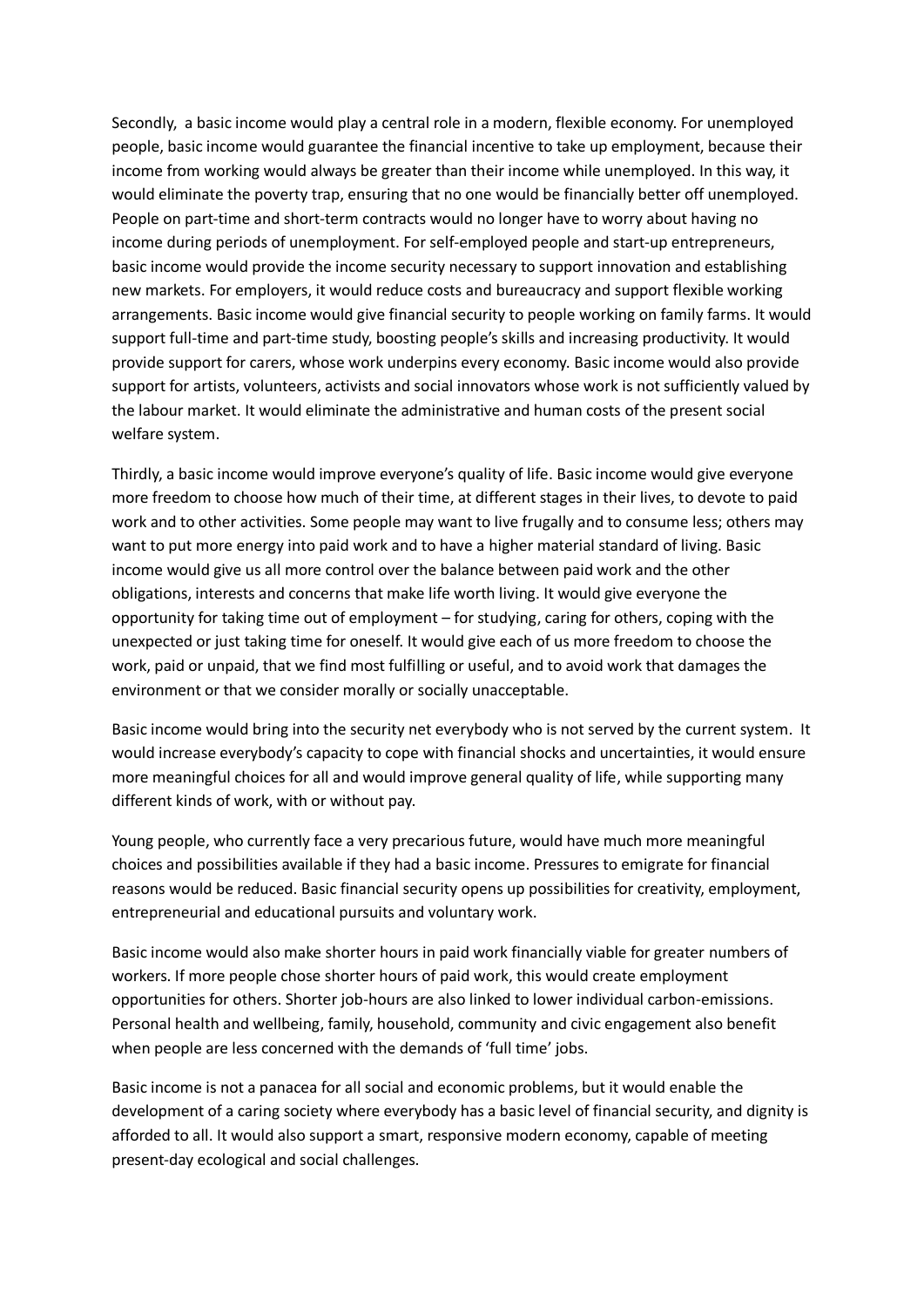Secondly, a basic income would play a central role in a modern, flexible economy. For unemployed people, basic income would guarantee the financial incentive to take up employment, because their income from working would always be greater than their income while unemployed. In this way, it would eliminate the poverty trap, ensuring that no one would be financially better off unemployed. People on part-time and short-term contracts would no longer have to worry about having no income during periods of unemployment. For self-employed people and start-up entrepreneurs, basic income would provide the income security necessary to support innovation and establishing new markets. For employers, it would reduce costs and bureaucracy and support flexible working arrangements. Basic income would give financial security to people working on family farms. It would support full-time and part-time study, boosting people's skills and increasing productivity. It would provide support for carers, whose work underpins every economy. Basic income would also provide support for artists, volunteers, activists and social innovators whose work is not sufficiently valued by the labour market. It would eliminate the administrative and human costs of the present social welfare system.

Thirdly, a basic income would improve everyone's quality of life. Basic income would give everyone more freedom to choose how much of their time, at different stages in their lives, to devote to paid work and to other activities. Some people may want to live frugally and to consume less; others may want to put more energy into paid work and to have a higher material standard of living. Basic income would give us all more control over the balance between paid work and the other obligations, interests and concerns that make life worth living. It would give everyone the opportunity for taking time out of employment – for studying, caring for others, coping with the unexpected or just taking time for oneself. It would give each of us more freedom to choose the work, paid or unpaid, that we find most fulfilling or useful, and to avoid work that damages the environment or that we consider morally or socially unacceptable.

Basic income would bring into the security net everybody who is not served by the current system. It would increase everybody's capacity to cope with financial shocks and uncertainties, it would ensure more meaningful choices for all and would improve general quality of life, while supporting many different kinds of work, with or without pay.

Young people, who currently face a very precarious future, would have much more meaningful choices and possibilities available if they had a basic income. Pressures to emigrate for financial reasons would be reduced. Basic financial security opens up possibilities for creativity, employment, entrepreneurial and educational pursuits and voluntary work.

Basic income would also make shorter hours in paid work financially viable for greater numbers of workers. If more people chose shorter hours of paid work, this would create employment opportunities for others. Shorter job-hours are also linked to lower individual carbon-emissions. Personal health and wellbeing, family, household, community and civic engagement also benefit when people are less concerned with the demands of 'full time' jobs.

Basic income is not a panacea for all social and economic problems, but it would enable the development of a caring society where everybody has a basic level of financial security, and dignity is afforded to all. It would also support a smart, responsive modern economy, capable of meeting present-day ecological and social challenges.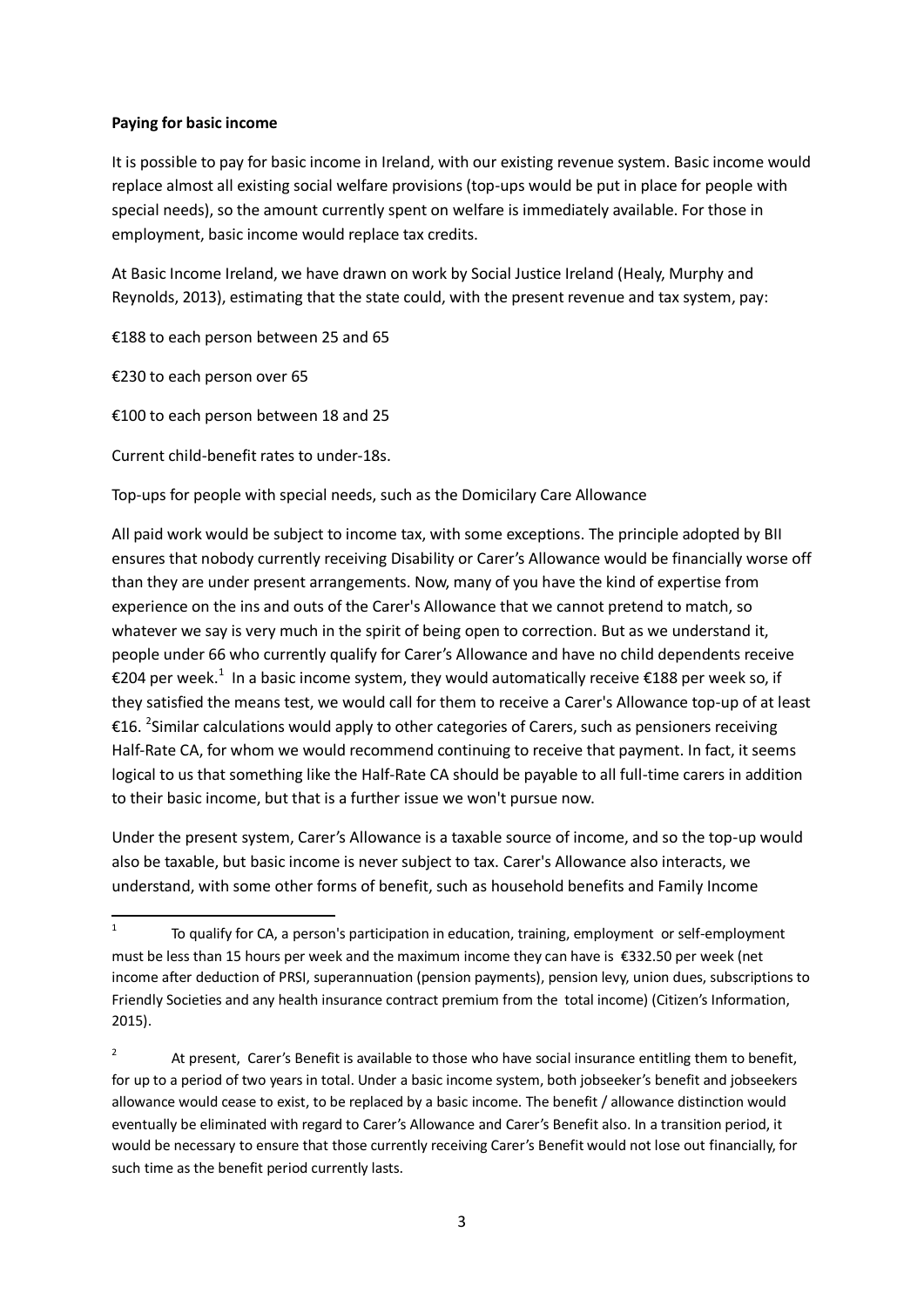**Paying for basic income**

It is possible to pay for basic income in Ireland, with our existing revenue system. Basic income would replace almost all existing social welfare provisions (top-ups would be put in place for people with special needs), so the amount currently spent on welfare is immediately available. For those in employment, basic income would replace tax credits.

At Basic Income Ireland, we have drawn on work by Social Justice Ireland (Healy, Murphy and Reynolds, 2013), estimating that the state could, with the present revenue and tax system, pay:

€188 to each person between 25 and 65

€230 to each person over 65

€100 to each person between 18 and 25

Current child-benefit rates to under-18s.

Top-ups for people with special needs, such as the Domicilary Care Allowance

All paid work would be subject to income tax, with some exceptions. The principle adopted by BII ensures that nobody currently receiving Disability or Carer's Allowance would be financially worse off than they are under present arrangements. Now, many of you have the kind of expertise from experience on the ins and outs of the Carer's Allowance that we cannot pretend to match, so whatever we say is very much in the spirit of being open to correction. But as we understand it, people under 66 who currently qualify for Carer's Allowance and have no child dependents receive €204 per week.[1] In a basic income system, they would automatically receive €188 per week so, if they satisfied the means test, we would call for them to receive a Carer's Allowance top-up of at least €16. [2]Similar calculations would apply to other categories of Carers, such as pensioners receiving Half-Rate CA, for whom we would recommend continuing to receive that payment. In fact, it seems logical to us that something like the Half-Rate CA should be payable to all full-time carers in addition to their basic income, but that is a further issue we won't pursue now.

Under the present system, Carer's Allowance is a taxable source of income, and so the top-up would also be taxable, but basic income is never subject to tax. Carer's Allowance also interacts, we understand, with some other forms of benefit, such as household benefits and Family Income

---

[1] To qualify for CA, a person's participation in education, training, employment or self-employment must be less than 15 hours per week and the maximum income they can have is €332.50 per week (net income after deduction of PRSI, superannuation (pension payments), pension levy, union dues, subscriptions to Friendly Societies and any health insurance contract premium from the total income) (Citizen's Information, 2015).

[2] At present, Carer's Benefit is available to those who have social insurance entitling them to benefit, for up to a period of two years in total. Under a basic income system, both jobseeker's benefit and jobseekers allowance would cease to exist, to be replaced by a basic income. The benefit / allowance distinction would eventually be eliminated with regard to Carer's Allowance and Carer's Benefit also. In a transition period, it would be necessary to ensure that those currently receiving Carer's Benefit would not lose out financially, for such time as the benefit period currently lasts.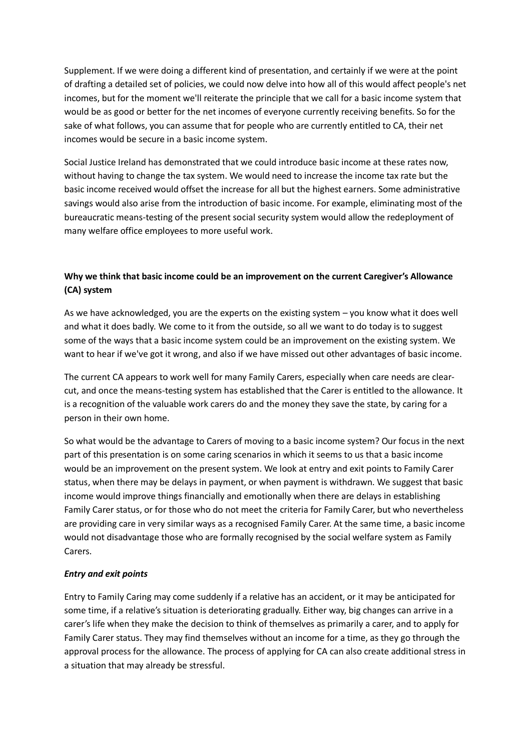Supplement. If we were doing a different kind of presentation, and certainly if we were at the point of drafting a detailed set of policies, we could now delve into how all of this would affect people's net incomes, but for the moment we'll reiterate the principle that we call for a basic income system that would be as good or better for the net incomes of everyone currently receiving benefits. So for the sake of what follows, you can assume that for people who are currently entitled to CA, their net incomes would be secure in a basic income system.

Social Justice Ireland has demonstrated that we could introduce basic income at these rates now, without having to change the tax system. We would need to increase the income tax rate but the basic income received would offset the increase for all but the highest earners. Some administrative savings would also arise from the introduction of basic income. For example, eliminating most of the bureaucratic means-testing of the present social security system would allow the redeployment of many welfare office employees to more useful work.

**Why we think that basic income could be an improvement on the current Caregiver's Allowance (CA) system**

As we have acknowledged, you are the experts on the existing system – you know what it does well and what it does badly. We come to it from the outside, so all we want to do today is to suggest some of the ways that a basic income system could be an improvement on the existing system. We want to hear if we've got it wrong, and also if we have missed out other advantages of basic income.

The current CA appears to work well for many Family Carers, especially when care needs are clear-cut, and once the means-testing system has established that the Carer is entitled to the allowance. It is a recognition of the valuable work carers do and the money they save the state, by caring for a person in their own home.

So what would be the advantage to Carers of moving to a basic income system? Our focus in the next part of this presentation is on some caring scenarios in which it seems to us that a basic income would be an improvement on the present system. We look at entry and exit points to Family Carer status, when there may be delays in payment, or when payment is withdrawn. We suggest that basic income would improve things financially and emotionally when there are delays in establishing Family Carer status, or for those who do not meet the criteria for Family Carer, but who nevertheless are providing care in very similar ways as a recognised Family Carer. At the same time, a basic income would not disadvantage those who are formally recognised by the social welfare system as Family Carers.

***Entry and exit points***

Entry to Family Caring may come suddenly if a relative has an accident, or it may be anticipated for some time, if a relative's situation is deteriorating gradually. Either way, big changes can arrive in a carer's life when they make the decision to think of themselves as primarily a carer, and to apply for Family Carer status. They may find themselves without an income for a time, as they go through the approval process for the allowance. The process of applying for CA can also create additional stress in a situation that may already be stressful.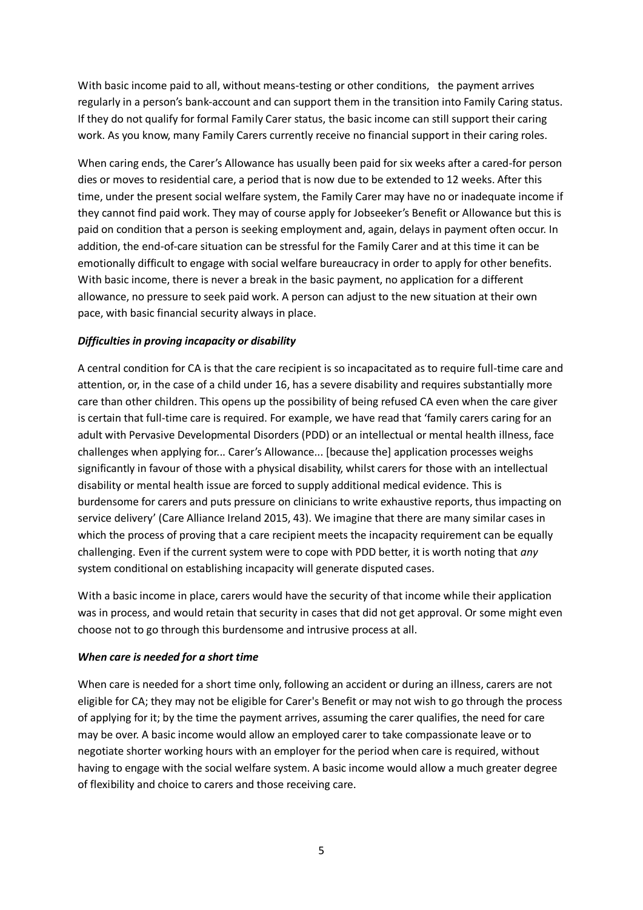With basic income paid to all, without means-testing or other conditions, the payment arrives regularly in a person's bank-account and can support them in the transition into Family Caring status. If they do not qualify for formal Family Carer status, the basic income can still support their caring work. As you know, many Family Carers currently receive no financial support in their caring roles.

When caring ends, the Carer's Allowance has usually been paid for six weeks after a cared-for person dies or moves to residential care, a period that is now due to be extended to 12 weeks. After this time, under the present social welfare system, the Family Carer may have no or inadequate income if they cannot find paid work. They may of course apply for Jobseeker's Benefit or Allowance but this is paid on condition that a person is seeking employment and, again, delays in payment often occur. In addition, the end-of-care situation can be stressful for the Family Carer and at this time it can be emotionally difficult to engage with social welfare bureaucracy in order to apply for other benefits. With basic income, there is never a break in the basic payment, no application for a different allowance, no pressure to seek paid work. A person can adjust to the new situation at their own pace, with basic financial security always in place.

***Difficulties in proving incapacity or disability***

A central condition for CA is that the care recipient is so incapacitated as to require full-time care and attention, or, in the case of a child under 16, has a severe disability and requires substantially more care than other children. This opens up the possibility of being refused CA even when the care giver is certain that full-time care is required. For example, we have read that 'family carers caring for an adult with Pervasive Developmental Disorders (PDD) or an intellectual or mental health illness, face challenges when applying for... Carer's Allowance... [because the] application processes weighs significantly in favour of those with a physical disability, whilst carers for those with an intellectual disability or mental health issue are forced to supply additional medical evidence. This is burdensome for carers and puts pressure on clinicians to write exhaustive reports, thus impacting on service delivery' (Care Alliance Ireland 2015, 43). We imagine that there are many similar cases in which the process of proving that a care recipient meets the incapacity requirement can be equally challenging. Even if the current system were to cope with PDD better, it is worth noting that *any* system conditional on establishing incapacity will generate disputed cases.

With a basic income in place, carers would have the security of that income while their application was in process, and would retain that security in cases that did not get approval. Or some might even choose not to go through this burdensome and intrusive process at all.

***When care is needed for a short time***

When care is needed for a short time only, following an accident or during an illness, carers are not eligible for CA; they may not be eligible for Carer's Benefit or may not wish to go through the process of applying for it; by the time the payment arrives, assuming the carer qualifies, the need for care may be over. A basic income would allow an employed carer to take compassionate leave or to negotiate shorter working hours with an employer for the period when care is required, without having to engage with the social welfare system. A basic income would allow a much greater degree of flexibility and choice to carers and those receiving care.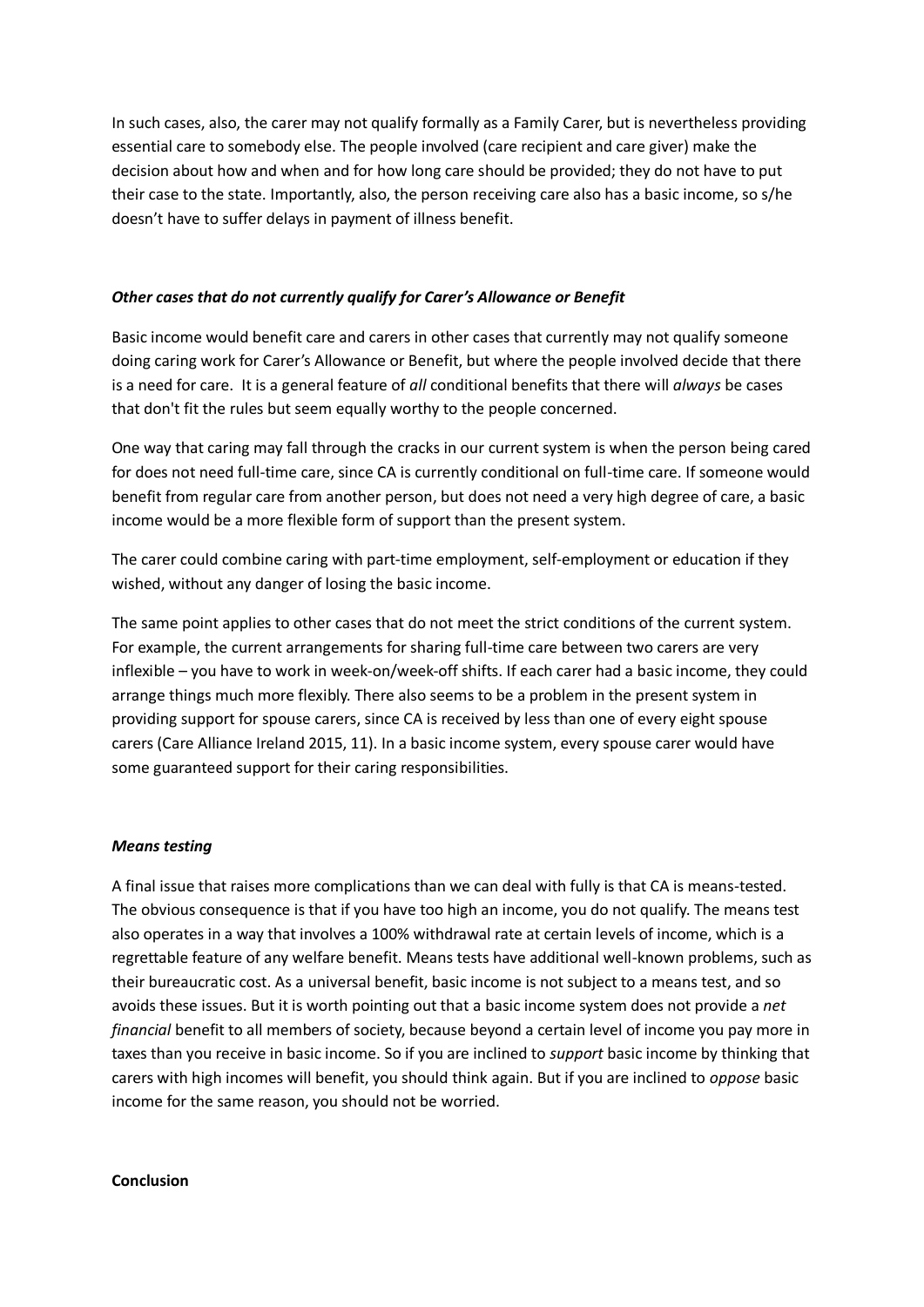In such cases, also, the carer may not qualify formally as a Family Carer, but is nevertheless providing essential care to somebody else. The people involved (care recipient and care giver) make the decision about how and when and for how long care should be provided; they do not have to put their case to the state. Importantly, also, the person receiving care also has a basic income, so s/he doesn't have to suffer delays in payment of illness benefit.

### *Other cases that do not currently qualify for Carer's Allowance or Benefit*

Basic income would benefit care and carers in other cases that currently may not qualify someone doing caring work for Carer's Allowance or Benefit, but where the people involved decide that there is a need for care. It is a general feature of *all* conditional benefits that there will *always* be cases that don't fit the rules but seem equally worthy to the people concerned.

One way that caring may fall through the cracks in our current system is when the person being cared for does not need full-time care, since CA is currently conditional on full-time care. If someone would benefit from regular care from another person, but does not need a very high degree of care, a basic income would be a more flexible form of support than the present system.

The carer could combine caring with part-time employment, self-employment or education if they wished, without any danger of losing the basic income.

The same point applies to other cases that do not meet the strict conditions of the current system. For example, the current arrangements for sharing full-time care between two carers are very inflexible – you have to work in week-on/week-off shifts. If each carer had a basic income, they could arrange things much more flexibly. There also seems to be a problem in the present system in providing support for spouse carers, since CA is received by less than one of every eight spouse carers (Care Alliance Ireland 2015, 11). In a basic income system, every spouse carer would have some guaranteed support for their caring responsibilities.

### *Means testing*

A final issue that raises more complications than we can deal with fully is that CA is means-tested. The obvious consequence is that if you have too high an income, you do not qualify. The means test also operates in a way that involves a 100% withdrawal rate at certain levels of income, which is a regrettable feature of any welfare benefit. Means tests have additional well-known problems, such as their bureaucratic cost. As a universal benefit, basic income is not subject to a means test, and so avoids these issues. But it is worth pointing out that a basic income system does not provide a *net financial* benefit to all members of society, because beyond a certain level of income you pay more in taxes than you receive in basic income. So if you are inclined to *support* basic income by thinking that carers with high incomes will benefit, you should think again. But if you are inclined to *oppose* basic income for the same reason, you should not be worried.

## **Conclusion**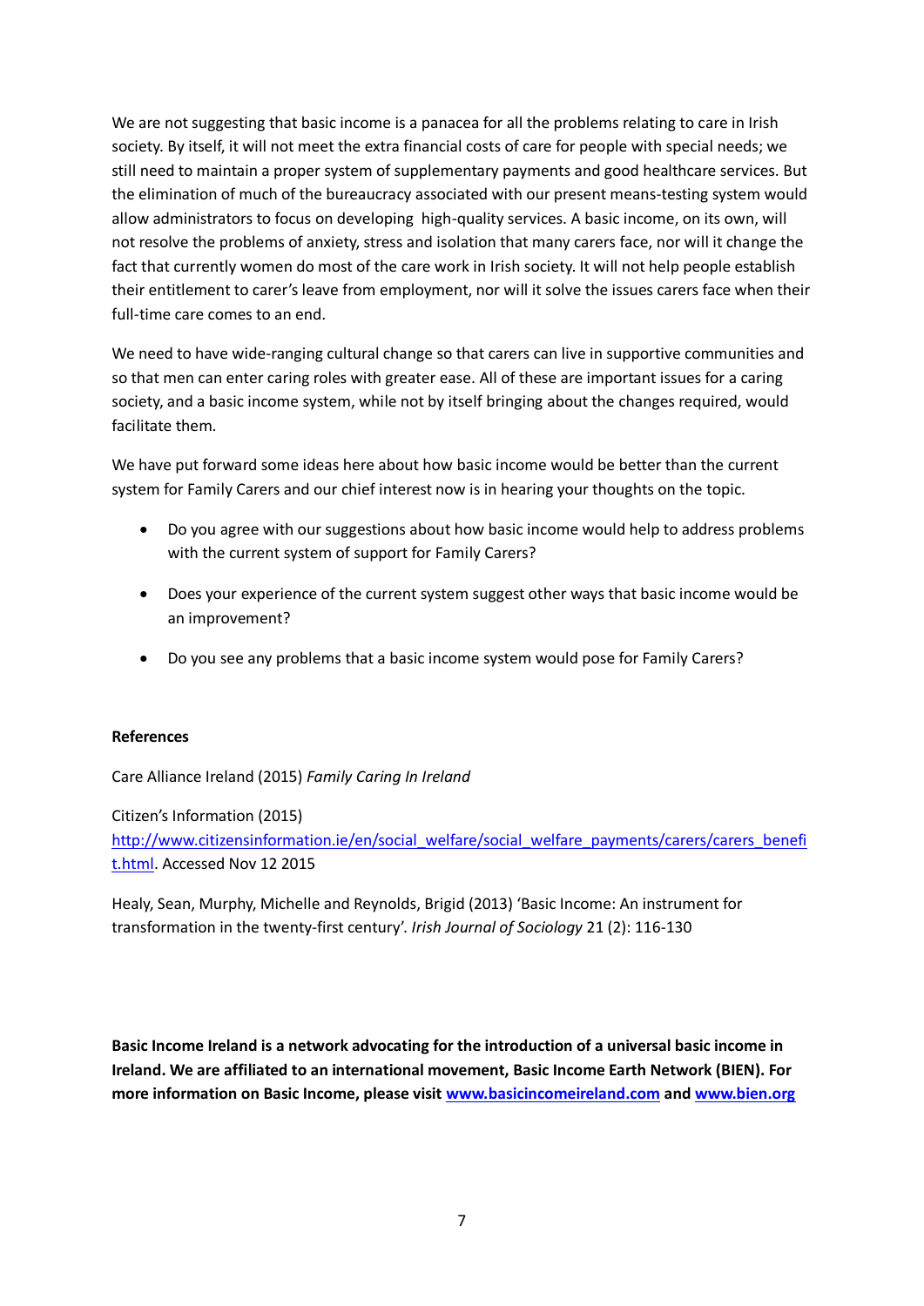We are not suggesting that basic income is a panacea for all the problems relating to care in Irish society. By itself, it will not meet the extra financial costs of care for people with special needs; we still need to maintain a proper system of supplementary payments and good healthcare services. But the elimination of much of the bureaucracy associated with our present means-testing system would allow administrators to focus on developing high-quality services. A basic income, on its own, will not resolve the problems of anxiety, stress and isolation that many carers face, nor will it change the fact that currently women do most of the care work in Irish society. It will not help people establish their entitlement to carer's leave from employment, nor will it solve the issues carers face when their full-time care comes to an end.

We need to have wide-ranging cultural change so that carers can live in supportive communities and so that men can enter caring roles with greater ease. All of these are important issues for a caring society, and a basic income system, while not by itself bringing about the changes required, would facilitate them.

We have put forward some ideas here about how basic income would be better than the current system for Family Carers and our chief interest now is in hearing your thoughts on the topic.

- Do you agree with our suggestions about how basic income would help to address problems with the current system of support for Family Carers?
- Does your experience of the current system suggest other ways that basic income would be an improvement?
- Do you see any problems that a basic income system would pose for Family Carers?

**References**

Care Alliance Ireland (2015) *Family Caring In Ireland*

Citizen's Information (2015) [http://www.citizensinformation.ie/en/social_welfare/social_welfare_payments/carers/carers_benefit.html](http://www.citizensinformation.ie/en/social_welfare/social_welfare_payments/carers/carers_benefit.html). Accessed Nov 12 2015

Healy, Sean, Murphy, Michelle and Reynolds, Brigid (2013) 'Basic Income: An instrument for transformation in the twenty-first century'. *Irish Journal of Sociology* 21 (2): 116-130

**Basic Income Ireland is a network advocating for the introduction of a universal basic income in Ireland. We are affiliated to an international movement, Basic Income Earth Network (BIEN). For more information on Basic Income, please visit [www.basicincomeireland.com](http://www.basicincomeireland.com) and [www.bien.org](http://www.bien.org)**